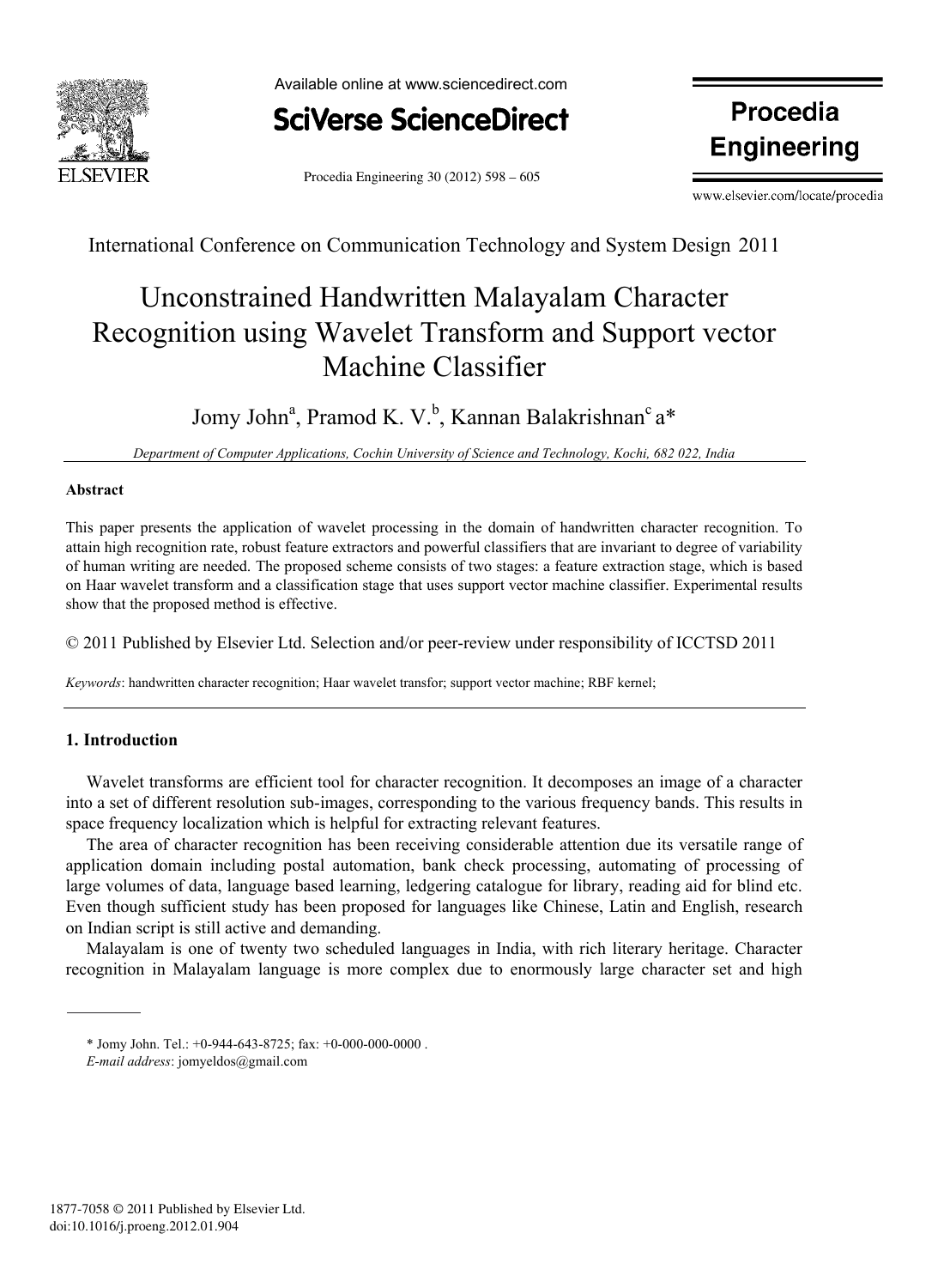International Conference on Communication Technology and System Design 2011

# Unconstrained Handwritten Malayalam Character Recognition using Wavelet Transform and Support vector Machine Classifier

Jomy John[a], Pramod K. V.[b], Kannan Balakrishnan[c] a*

*Department of Computer Applications, Cochin University of Science and Technology, Kochi, 682 022, India*

## Abstract

This paper presents the application of wavelet processing in the domain of handwritten character recognition. To attain high recognition rate, robust feature extractors and powerful classifiers that are invariant to degree of variability of human writing are needed. The proposed scheme consists of two stages: a feature extraction stage, which is based on Haar wavelet transform and a classification stage that uses support vector machine classifier. Experimental results show that the proposed method is effective.

© 2011 Published by Elsevier Ltd. Selection and/or peer-review under responsibility of ICCTSD 2011

*Keywords*: handwritten character recognition; Haar wavelet transfor; support vector machine; RBF kernel;

## 1. Introduction

Wavelet transforms are efficient tool for character recognition. It decomposes an image of a character into a set of different resolution sub-images, corresponding to the various frequency bands. This results in space frequency localization which is helpful for extracting relevant features.

The area of character recognition has been receiving considerable attention due its versatile range of application domain including postal automation, bank check processing, automating of processing of large volumes of data, language based learning, ledgering catalogue for library, reading aid for blind etc. Even though sufficient study has been proposed for languages like Chinese, Latin and English, research on Indian script is still active and demanding.

Malayalam is one of twenty two scheduled languages in India, with rich literary heritage. Character recognition in Malayalam language is more complex due to enormously large character set and high

---

\* Jomy John. Tel.: +0-944-643-8725; fax: +0-000-000-0000 .
*E-mail address*: jomyeldos@gmail.com

1877-7058 © 2011 Published by Elsevier Ltd.
doi:10.1016/j.proeng.2012.01.904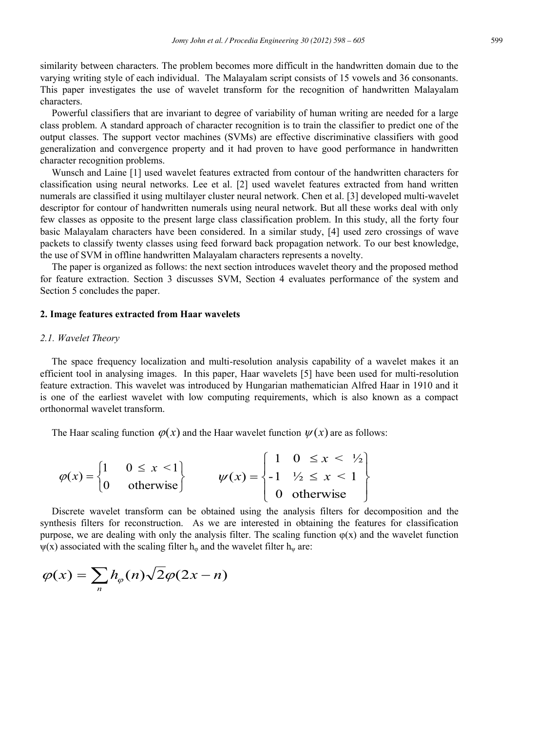similarity between characters. The problem becomes more difficult in the handwritten domain due to the varying writing style of each individual. The Malayalam script consists of 15 vowels and 36 consonants. This paper investigates the use of wavelet transform for the recognition of handwritten Malayalam characters.

Powerful classifiers that are invariant to degree of variability of human writing are needed for a large class problem. A standard approach of character recognition is to train the classifier to predict one of the output classes. The support vector machines (SVMs) are effective discriminative classifiers with good generalization and convergence property and it had proven to have good performance in handwritten character recognition problems.

Wunsch and Laine [1] used wavelet features extracted from contour of the handwritten characters for classification using neural networks. Lee et al. [2] used wavelet features extracted from hand written numerals are classified it using multilayer cluster neural network. Chen et al. [3] developed multi-wavelet descriptor for contour of handwritten numerals using neural network. But all these works deal with only few classes as opposite to the present large class classification problem. In this study, all the forty four basic Malayalam characters have been considered. In a similar study, [4] used zero crossings of wave packets to classify twenty classes using feed forward back propagation network. To our best knowledge, the use of SVM in offline handwritten Malayalam characters represents a novelty.

The paper is organized as follows: the next section introduces wavelet theory and the proposed method for feature extraction. Section 3 discusses SVM, Section 4 evaluates performance of the system and Section 5 concludes the paper.

## 2. Image features extracted from Haar wavelets

### *2.1. Wavelet Theory*

The space frequency localization and multi-resolution analysis capability of a wavelet makes it an efficient tool in analysing images. In this paper, Haar wavelets [5] have been used for multi-resolution feature extraction. This wavelet was introduced by Hungarian mathematician Alfred Haar in 1910 and it is one of the earliest wavelet with low computing requirements, which is also known as a compact orthonormal wavelet transform.

The Haar scaling function $\varphi(x)$ and the Haar wavelet function $\psi(x)$ are as follows:

$$\varphi(x) = \begin{cases} 1 & 0 \leq x < 1 \\ 0 & \text{otherwise} \end{cases} \qquad \psi(x) = \begin{cases} 1 & 0 \leq x < \frac{1}{2} \\ -1 & \frac{1}{2} \leq x < 1 \\ 0 & \text{otherwise} \end{cases}$$

Discrete wavelet transform can be obtained using the analysis filters for decomposition and the synthesis filters for reconstruction. As we are interested in obtaining the features for classification purpose, we are dealing with only the analysis filter. The scaling function $\varphi(x)$ and the wavelet function $\psi(x)$ associated with the scaling filter $h_\varphi$ and the wavelet filter $h_\psi$ are:

$$\varphi(x) = \sum_{n} h_{\varphi}(n)\sqrt{2}\varphi(2x - n)$$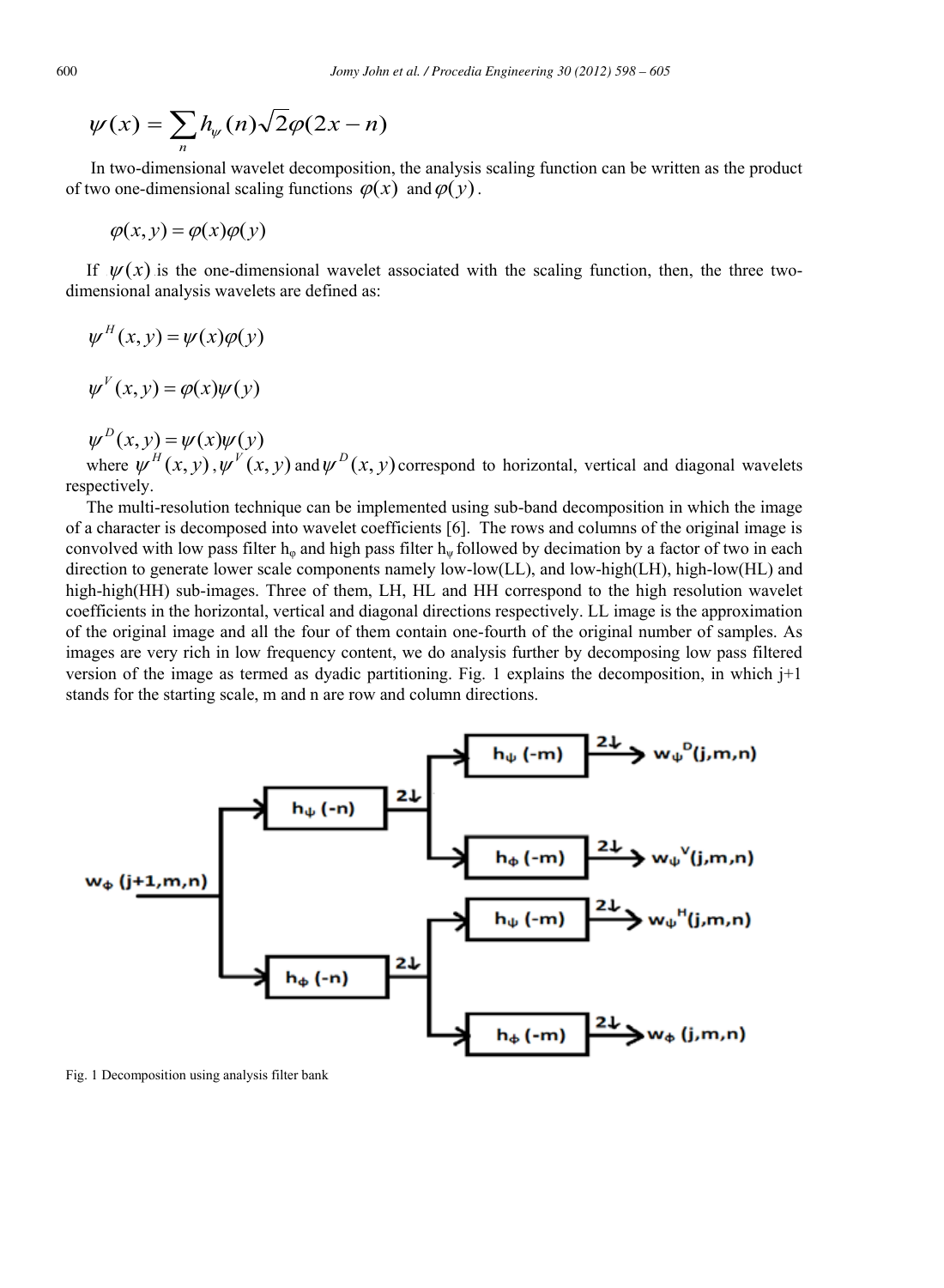$$\psi(x) = \sum_n h_\psi(n)\sqrt{2}\varphi(2x - n)$$

In two-dimensional wavelet decomposition, the analysis scaling function can be written as the product of two one-dimensional scaling functions $\varphi(x)$ and $\varphi(y)$.

$$\varphi(x, y) = \varphi(x)\varphi(y)$$

If $\psi(x)$ is the one-dimensional wavelet associated with the scaling function, then, the three two-dimensional analysis wavelets are defined as:

$$\psi^H(x, y) = \psi(x)\varphi(y)$$

$$\psi^V(x, y) = \varphi(x)\psi(y)$$

$$\psi^D(x, y) = \psi(x)\psi(y)$$

where $\psi^H(x, y)$, $\psi^V(x, y)$ and $\psi^D(x, y)$ correspond to horizontal, vertical and diagonal wavelets respectively.

The multi-resolution technique can be implemented using sub-band decomposition in which the image of a character is decomposed into wavelet coefficients [6]. The rows and columns of the original image is convolved with low pass filter $h_\varphi$ and high pass filter $h_\psi$ followed by decimation by a factor of two in each direction to generate lower scale components namely low-low(LL), and low-high(LH), high-low(HL) and high-high(HH) sub-images. Three of them, LH, HL and HH correspond to the high resolution wavelet coefficients in the horizontal, vertical and diagonal directions respectively. LL image is the approximation of the original image and all the four of them contain one-fourth of the original number of samples. As images are very rich in low frequency content, we do analysis further by decomposing low pass filtered version of the image as termed as dyadic partitioning. Fig. 1 explains the decomposition, in which j+1 stands for the starting scale, m and n are row and column directions.

Fig. 1 Decomposition using analysis filter bank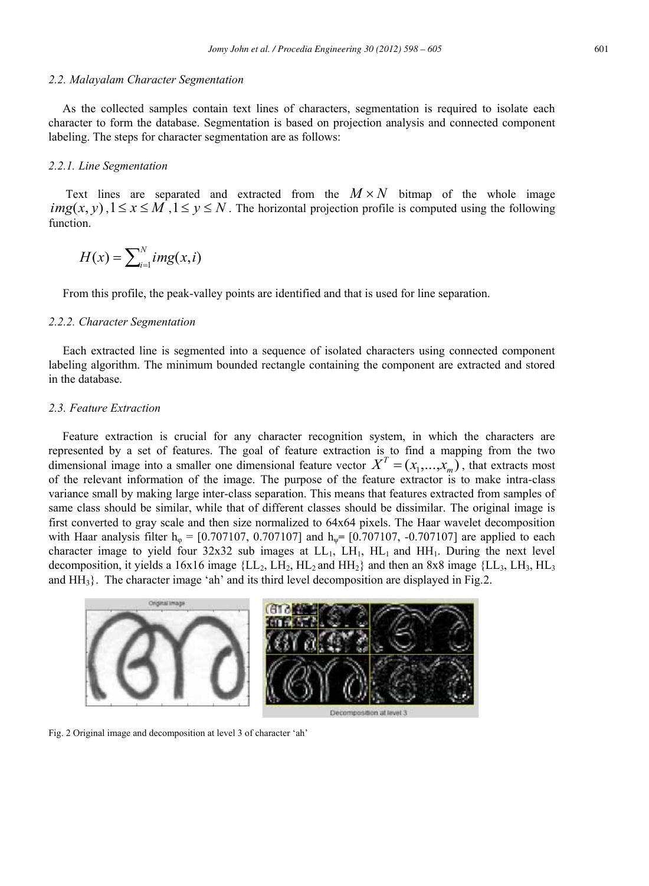### 2.2. Malayalam Character Segmentation

As the collected samples contain text lines of characters, segmentation is required to isolate each character to form the database. Segmentation is based on projection analysis and connected component labeling. The steps for character segmentation are as follows:

#### 2.2.1. Line Segmentation

Text lines are separated and extracted from the $M \times N$ bitmap of the whole image $img(x, y), 1 \le x \le M, 1 \le y \le N$. The horizontal projection profile is computed using the following function.

$$H(x) = \sum_{i=1}^{N} img(x,i)$$

From this profile, the peak-valley points are identified and that is used for line separation.

#### 2.2.2. Character Segmentation

Each extracted line is segmented into a sequence of isolated characters using connected component labeling algorithm. The minimum bounded rectangle containing the component are extracted and stored in the database.

### 2.3. Feature Extraction

Feature extraction is crucial for any character recognition system, in which the characters are represented by a set of features. The goal of feature extraction is to find a mapping from the two dimensional image into a smaller one dimensional feature vector $X^T = (x_1, \ldots, x_m)$, that extracts most of the relevant information of the image. The purpose of the feature extractor is to make intra-class variance small by making large inter-class separation. This means that features extracted from samples of same class should be similar, while that of different classes should be dissimilar. The original image is first converted to gray scale and then size normalized to 64x64 pixels. The Haar wavelet decomposition with Haar analysis filter $h_\varphi$ = [0.707107, 0.707107] and $h_\psi$= [0.707107, -0.707107] are applied to each character image to yield four 32x32 sub images at $LL_1$, $LH_1$, $HL_1$ and $HH_1$. During the next level decomposition, it yields a 16x16 image {$LL_2$, $LH_2$, $HL_2$ and $HH_2$} and then an 8x8 image {$LL_3$, $LH_3$, $HL_3$ and $HH_3$}. The character image 'ah' and its third level decomposition are displayed in Fig.2.

Fig. 2 Original image and decomposition at level 3 of character 'ah'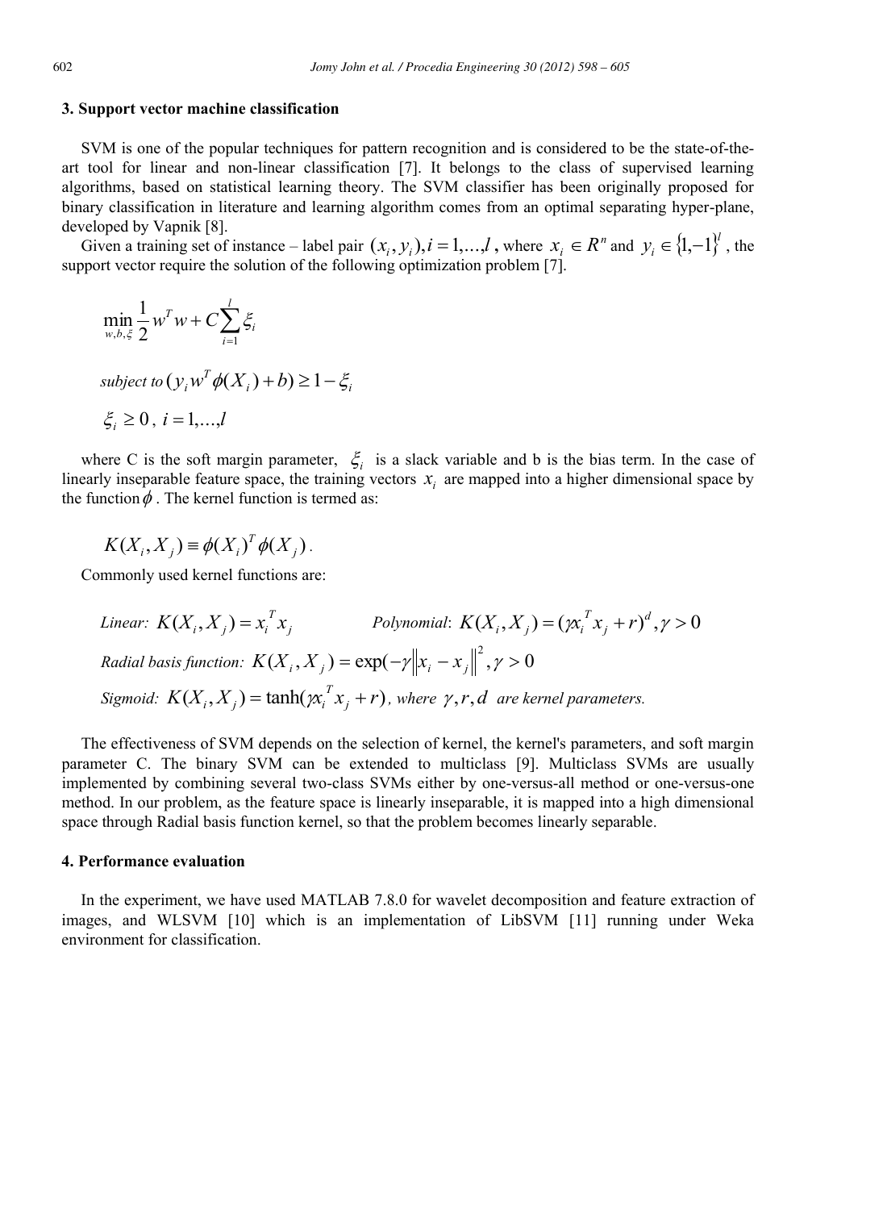## 3. Support vector machine classification

SVM is one of the popular techniques for pattern recognition and is considered to be the state-of-the-art tool for linear and non-linear classification [7]. It belongs to the class of supervised learning algorithms, based on statistical learning theory. The SVM classifier has been originally proposed for binary classification in literature and learning algorithm comes from an optimal separating hyper-plane, developed by Vapnik [8].

Given a training set of instance – label pair $(x_i, y_i), i = 1,...,l$, where $x_i \in R^n$ and $y_i \in \{1,-1\}^l$, the support vector require the solution of the following optimization problem [7].

$$\min_{w,b,\xi} \frac{1}{2} w^T w + C \sum_{i=1}^{l} \xi_i$$

$$\textit{subject to } (y_i w^T \phi(X_i) + b) \geq 1 - \xi_i$$

$$\xi_i \geq 0, \; i = 1,...,l$$

where C is the soft margin parameter, $\xi_i$ is a slack variable and b is the bias term. In the case of linearly inseparable feature space, the training vectors $x_i$ are mapped into a higher dimensional space by the function $\phi$. The kernel function is termed as:

$$K(X_i, X_j) \equiv \phi(X_i)^T \phi(X_j).$$

Commonly used kernel functions are:

*Linear:* $K(X_i, X_j) = x_i^T x_j$ *Polynomial*: $K(X_i, X_j) = (\gamma x_i^T x_j + r)^d, \gamma > 0$

*Radial basis function:* $K(X_i, X_j) = \exp(-\gamma \|x_i - x_j\|^2, \gamma > 0$

*Sigmoid:* $K(X_i, X_j) = \tanh(\gamma x_i^T x_j + r)$*, where* $\gamma, r, d$ *are kernel parameters.*

The effectiveness of SVM depends on the selection of kernel, the kernel's parameters, and soft margin parameter C. The binary SVM can be extended to multiclass [9]. Multiclass SVMs are usually implemented by combining several two-class SVMs either by one-versus-all method or one-versus-one method. In our problem, as the feature space is linearly inseparable, it is mapped into a high dimensional space through Radial basis function kernel, so that the problem becomes linearly separable.

## 4. Performance evaluation

In the experiment, we have used MATLAB 7.8.0 for wavelet decomposition and feature extraction of images, and WLSVM [10] which is an implementation of LibSVM [11] running under Weka environment for classification.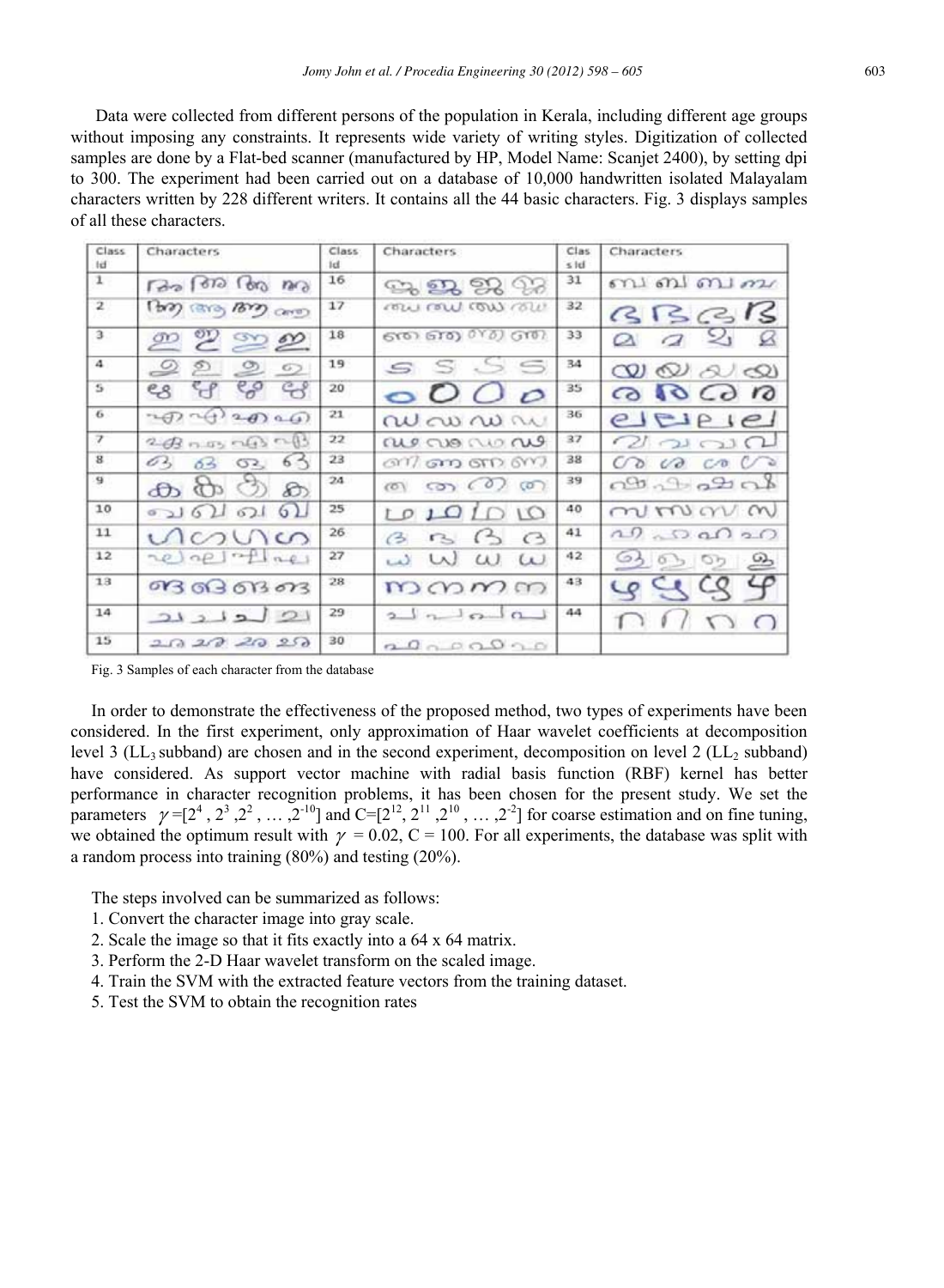Data were collected from different persons of the population in Kerala, including different age groups without imposing any constraints. It represents wide variety of writing styles. Digitization of collected samples are done by a Flat-bed scanner (manufactured by HP, Model Name: Scanjet 2400), by setting dpi to 300. The experiment had been carried out on a database of 10,000 handwritten isolated Malayalam characters written by 228 different writers. It contains all the 44 basic characters. Fig. 3 displays samples of all these characters.

| Class Id | Characters | Class Id | Characters | Clas s Id | Characters |
|---|---|---|---|---|---|
| 1 | | 16 | | 31 | |
| 2 | | 17 | | 32 | |
| 3 | | 18 | | 33 | |
| 4 | | 19 | | 34 | |
| 5 | | 20 | | 35 | |
| 6 | | 21 | | 36 | |
| 7 | | 22 | | 37 | |
| 8 | | 23 | | 38 | |
| 9 | | 24 | | 39 | |
| 10 | | 25 | | 40 | |
| 11 | | 26 | | 41 | |
| 12 | | 27 | | 42 | |
| 13 | | 28 | | 43 | |
| 14 | | 29 | | 44 | |
| 15 | | 30 | | | |

Fig. 3 Samples of each character from the database

In order to demonstrate the effectiveness of the proposed method, two types of experiments have been considered. In the first experiment, only approximation of Haar wavelet coefficients at decomposition level 3 ($LL_3$ subband) are chosen and in the second experiment, decomposition on level 2 ($LL_2$ subband) have considered. As support vector machine with radial basis function (RBF) kernel has better performance in character recognition problems, it has been chosen for the present study. We set the parameters $\gamma=[2^4, 2^3, 2^2, \ldots, 2^{-10}]$ and $C=[2^{12}, 2^{11}, 2^{10}, \ldots, 2^{-2}]$ for coarse estimation and on fine tuning, we obtained the optimum result with $\gamma = 0.02$, $C = 100$. For all experiments, the database was split with a random process into training (80%) and testing (20%).

The steps involved can be summarized as follows:

1. Convert the character image into gray scale.
2. Scale the image so that it fits exactly into a 64 x 64 matrix.
3. Perform the 2-D Haar wavelet transform on the scaled image.
4. Train the SVM with the extracted feature vectors from the training dataset.
5. Test the SVM to obtain the recognition rates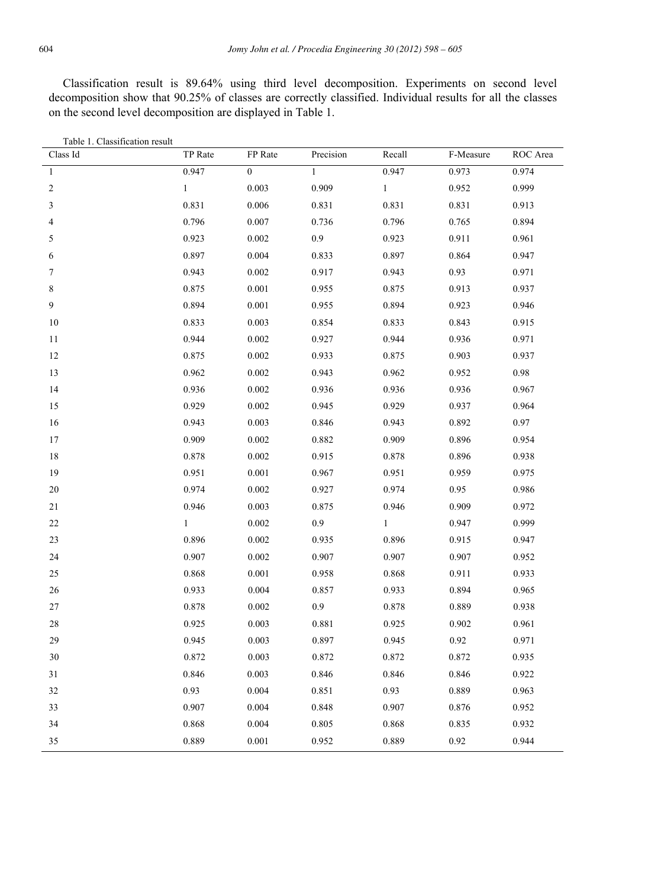Classification result is 89.64% using third level decomposition. Experiments on second level decomposition show that 90.25% of classes are correctly classified. Individual results for all the classes on the second level decomposition are displayed in Table 1.

Table 1. Classification result

| Class Id | TP Rate | FP Rate | Precision | Recall | F-Measure | ROC Area |
|---|---|---|---|---|---|---|
| 1 | 0.947 | 0 | 1 | 0.947 | 0.973 | 0.974 |
| 2 | 1 | 0.003 | 0.909 | 1 | 0.952 | 0.999 |
| 3 | 0.831 | 0.006 | 0.831 | 0.831 | 0.831 | 0.913 |
| 4 | 0.796 | 0.007 | 0.736 | 0.796 | 0.765 | 0.894 |
| 5 | 0.923 | 0.002 | 0.9 | 0.923 | 0.911 | 0.961 |
| 6 | 0.897 | 0.004 | 0.833 | 0.897 | 0.864 | 0.947 |
| 7 | 0.943 | 0.002 | 0.917 | 0.943 | 0.93 | 0.971 |
| 8 | 0.875 | 0.001 | 0.955 | 0.875 | 0.913 | 0.937 |
| 9 | 0.894 | 0.001 | 0.955 | 0.894 | 0.923 | 0.946 |
| 10 | 0.833 | 0.003 | 0.854 | 0.833 | 0.843 | 0.915 |
| 11 | 0.944 | 0.002 | 0.927 | 0.944 | 0.936 | 0.971 |
| 12 | 0.875 | 0.002 | 0.933 | 0.875 | 0.903 | 0.937 |
| 13 | 0.962 | 0.002 | 0.943 | 0.962 | 0.952 | 0.98 |
| 14 | 0.936 | 0.002 | 0.936 | 0.936 | 0.936 | 0.967 |
| 15 | 0.929 | 0.002 | 0.945 | 0.929 | 0.937 | 0.964 |
| 16 | 0.943 | 0.003 | 0.846 | 0.943 | 0.892 | 0.97 |
| 17 | 0.909 | 0.002 | 0.882 | 0.909 | 0.896 | 0.954 |
| 18 | 0.878 | 0.002 | 0.915 | 0.878 | 0.896 | 0.938 |
| 19 | 0.951 | 0.001 | 0.967 | 0.951 | 0.959 | 0.975 |
| 20 | 0.974 | 0.002 | 0.927 | 0.974 | 0.95 | 0.986 |
| 21 | 0.946 | 0.003 | 0.875 | 0.946 | 0.909 | 0.972 |
| 22 | 1 | 0.002 | 0.9 | 1 | 0.947 | 0.999 |
| 23 | 0.896 | 0.002 | 0.935 | 0.896 | 0.915 | 0.947 |
| 24 | 0.907 | 0.002 | 0.907 | 0.907 | 0.907 | 0.952 |
| 25 | 0.868 | 0.001 | 0.958 | 0.868 | 0.911 | 0.933 |
| 26 | 0.933 | 0.004 | 0.857 | 0.933 | 0.894 | 0.965 |
| 27 | 0.878 | 0.002 | 0.9 | 0.878 | 0.889 | 0.938 |
| 28 | 0.925 | 0.003 | 0.881 | 0.925 | 0.902 | 0.961 |
| 29 | 0.945 | 0.003 | 0.897 | 0.945 | 0.92 | 0.971 |
| 30 | 0.872 | 0.003 | 0.872 | 0.872 | 0.872 | 0.935 |
| 31 | 0.846 | 0.003 | 0.846 | 0.846 | 0.846 | 0.922 |
| 32 | 0.93 | 0.004 | 0.851 | 0.93 | 0.889 | 0.963 |
| 33 | 0.907 | 0.004 | 0.848 | 0.907 | 0.876 | 0.952 |
| 34 | 0.868 | 0.004 | 0.805 | 0.868 | 0.835 | 0.932 |
| 35 | 0.889 | 0.001 | 0.952 | 0.889 | 0.92 | 0.944 |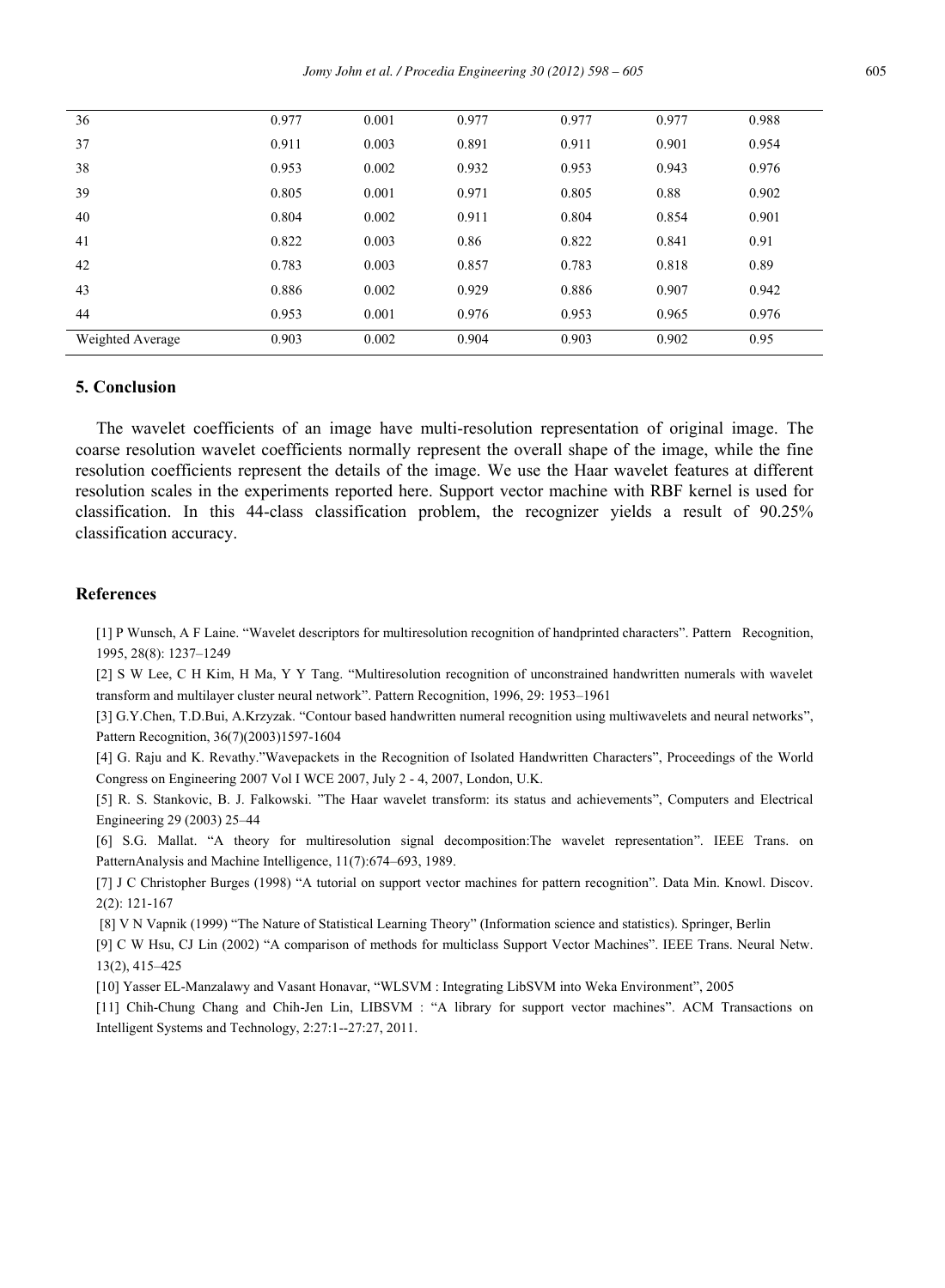| | | | | | | |
|---|---|---|---|---|---|---|
| 36 | 0.977 | 0.001 | 0.977 | 0.977 | 0.977 | 0.988 |
| 37 | 0.911 | 0.003 | 0.891 | 0.911 | 0.901 | 0.954 |
| 38 | 0.953 | 0.002 | 0.932 | 0.953 | 0.943 | 0.976 |
| 39 | 0.805 | 0.001 | 0.971 | 0.805 | 0.88 | 0.902 |
| 40 | 0.804 | 0.002 | 0.911 | 0.804 | 0.854 | 0.901 |
| 41 | 0.822 | 0.003 | 0.86 | 0.822 | 0.841 | 0.91 |
| 42 | 0.783 | 0.003 | 0.857 | 0.783 | 0.818 | 0.89 |
| 43 | 0.886 | 0.002 | 0.929 | 0.886 | 0.907 | 0.942 |
| 44 | 0.953 | 0.001 | 0.976 | 0.953 | 0.965 | 0.976 |
| Weighted Average | 0.903 | 0.002 | 0.904 | 0.903 | 0.902 | 0.95 |

## 5. Conclusion

The wavelet coefficients of an image have multi-resolution representation of original image. The coarse resolution wavelet coefficients normally represent the overall shape of the image, while the fine resolution coefficients represent the details of the image. We use the Haar wavelet features at different resolution scales in the experiments reported here. Support vector machine with RBF kernel is used for classification. In this 44-class classification problem, the recognizer yields a result of 90.25% classification accuracy.

## References

[1] P Wunsch, A F Laine. "Wavelet descriptors for multiresolution recognition of handprinted characters". Pattern Recognition, 1995, 28(8): 1237–1249

[2] S W Lee, C H Kim, H Ma, Y Y Tang. "Multiresolution recognition of unconstrained handwritten numerals with wavelet transform and multilayer cluster neural network". Pattern Recognition, 1996, 29: 1953–1961

[3] G.Y.Chen, T.D.Bui, A.Krzyzak. "Contour based handwritten numeral recognition using multiwavelets and neural networks", Pattern Recognition, 36(7)(2003)1597-1604

[4] G. Raju and K. Revathy."Wavepackets in the Recognition of Isolated Handwritten Characters", Proceedings of the World Congress on Engineering 2007 Vol I WCE 2007, July 2 - 4, 2007, London, U.K.

[5] R. S. Stankovic, B. J. Falkowski. "The Haar wavelet transform: its status and achievements", Computers and Electrical Engineering 29 (2003) 25–44

[6] S.G. Mallat. "A theory for multiresolution signal decomposition:The wavelet representation". IEEE Trans. on PatternAnalysis and Machine Intelligence, 11(7):674–693, 1989.

[7] J C Christopher Burges (1998) "A tutorial on support vector machines for pattern recognition". Data Min. Knowl. Discov. 2(2): 121-167

[8] V N Vapnik (1999) "The Nature of Statistical Learning Theory" (Information science and statistics). Springer, Berlin

[9] C W Hsu, CJ Lin (2002) "A comparison of methods for multiclass Support Vector Machines". IEEE Trans. Neural Netw. 13(2), 415–425

[10] Yasser EL-Manzalawy and Vasant Honavar, "WLSVM : Integrating LibSVM into Weka Environment", 2005

[11] Chih-Chung Chang and Chih-Jen Lin, LIBSVM : "A library for support vector machines". ACM Transactions on Intelligent Systems and Technology, 2:27:1--27:27, 2011.